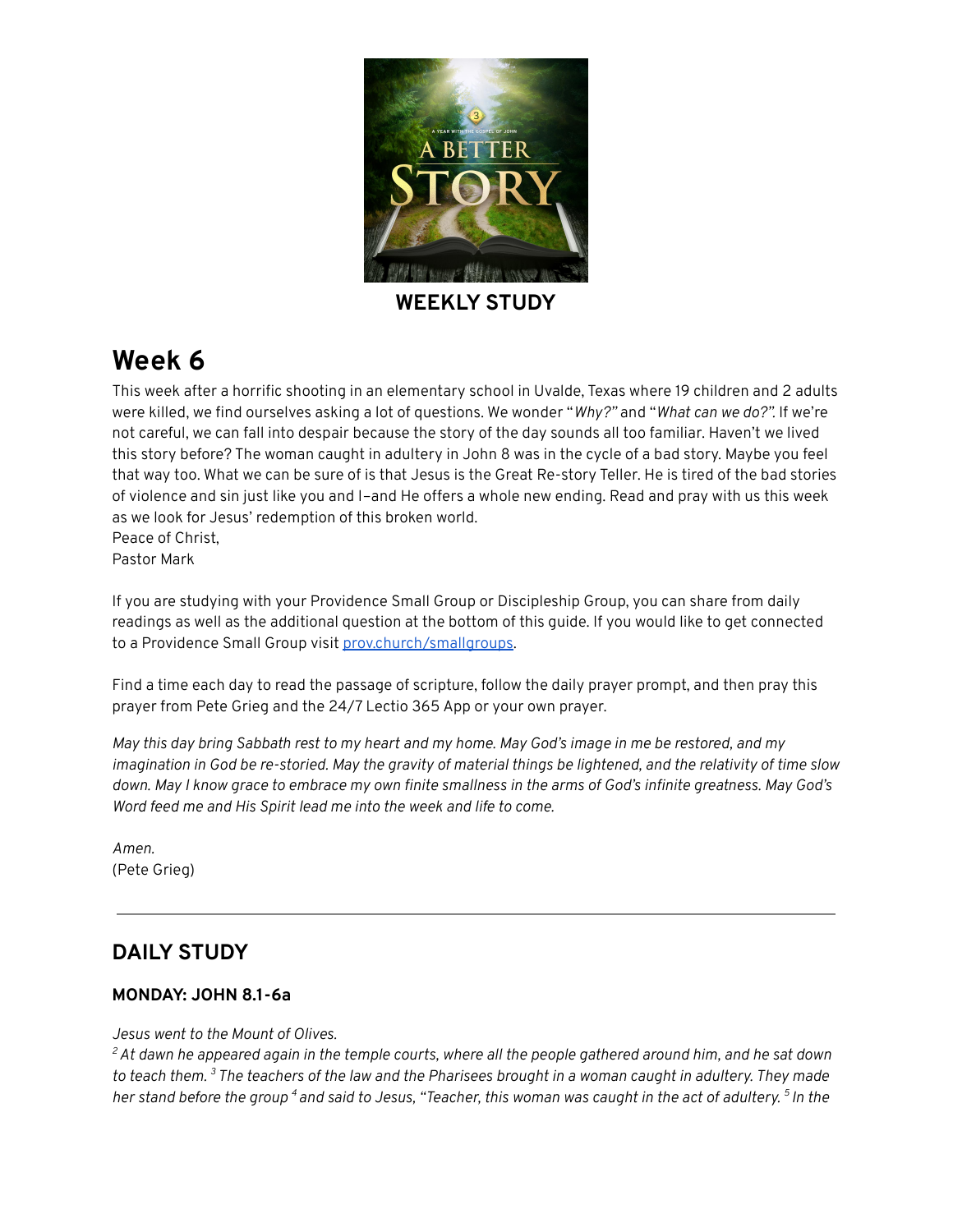**WEEKLY STUDY**

# Week 6

This week after a horrific shooting in an elementary school in Uvalde, Texas where 19 children and 2 adults were killed, we find ourselves asking a lot of questions. We wonder "*Why?"* and "*What can we do?"*. If we're not careful, we can fall into despair because the story of the day sounds all too familiar. Haven't we lived this story before? The woman caught in adultery in John 8 was in the cycle of a bad story. Maybe you feel that way too. What we can be sure of is that Jesus is the Great Re-story Teller. He is tired of the bad stories of violence and sin just like you and I–and He offers a whole new ending. Read and pray with us this week as we look for Jesus' redemption of this broken world.
Peace of Christ,
Pastor Mark

If you are studying with your Providence Small Group or Discipleship Group, you can share from daily readings as well as the additional question at the bottom of this guide. If you would like to get connected to a Providence Small Group visit [prov.church/smallgroups](prov.church/smallgroups).

Find a time each day to read the passage of scripture, follow the daily prayer prompt, and then pray this prayer from Pete Grieg and the 24/7 Lectio 365 App or your own prayer.

*May this day bring Sabbath rest to my heart and my home. May God's image in me be restored, and my imagination in God be re-storied. May the gravity of material things be lightened, and the relativity of time slow down. May I know grace to embrace my own finite smallness in the arms of God's infinite greatness. May God's Word feed me and His Spirit lead me into the week and life to come.*

*Amen.*
(Pete Grieg)

---

## DAILY STUDY

### MONDAY: JOHN 8.1-6a

*Jesus went to the Mount of Olives.*
*[2] At dawn he appeared again in the temple courts, where all the people gathered around him, and he sat down to teach them. [3] The teachers of the law and the Pharisees brought in a woman caught in adultery. They made her stand before the group [4] and said to Jesus, "Teacher, this woman was caught in the act of adultery. [5] In the*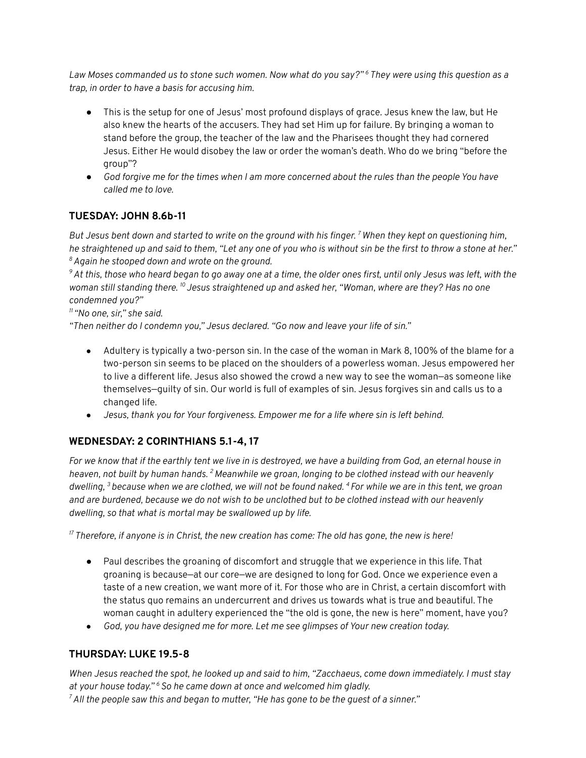*Law Moses commanded us to stone such women. Now what do you say?”* [6] *They were using this question as a trap, in order to have a basis for accusing him.*

- This is the setup for one of Jesus’ most profound displays of grace. Jesus knew the law, but He also knew the hearts of the accusers. They had set Him up for failure. By bringing a woman to stand before the group, the teacher of the law and the Pharisees thought they had cornered Jesus. Either He would disobey the law or order the woman’s death. Who do we bring “before the group”?
- *God forgive me for the times when I am more concerned about the rules than the people You have called me to love.*

### TUESDAY: JOHN 8.6b-11

*But Jesus bent down and started to write on the ground with his finger.* [7] *When they kept on questioning him, he straightened up and said to them, “Let any one of you who is without sin be the first to throw a stone at her.”* [8] *Again he stooped down and wrote on the ground.*
[9] *At this, those who heard began to go away one at a time, the older ones first, until only Jesus was left, with the woman still standing there.* [10] *Jesus straightened up and asked her, “Woman, where are they? Has no one condemned you?”*
[11] *“No one, sir,” she said.*
*“Then neither do I condemn you,” Jesus declared. “Go now and leave your life of sin.”*

- Adultery is typically a two-person sin. In the case of the woman in Mark 8, 100% of the blame for a two-person sin seems to be placed on the shoulders of a powerless woman. Jesus empowered her to live a different life. Jesus also showed the crowd a new way to see the woman—as someone like themselves—guilty of sin. Our world is full of examples of sin. Jesus forgives sin and calls us to a changed life.
- *Jesus, thank you for Your forgiveness. Empower me for a life where sin is left behind.*

### WEDNESDAY: 2 CORINTHIANS 5.1-4, 17

*For we know that if the earthly tent we live in is destroyed, we have a building from God, an eternal house in heaven, not built by human hands.* [2] *Meanwhile we groan, longing to be clothed instead with our heavenly dwelling,* [3] *because when we are clothed, we will not be found naked.* [4] *For while we are in this tent, we groan and are burdened, because we do not wish to be unclothed but to be clothed instead with our heavenly dwelling, so that what is mortal may be swallowed up by life.*

[17] *Therefore, if anyone is in Christ, the new creation has come: The old has gone, the new is here!*

- Paul describes the groaning of discomfort and struggle that we experience in this life. That groaning is because—at our core—we are designed to long for God. Once we experience even a taste of a new creation, we want more of it. For those who are in Christ, a certain discomfort with the status quo remains an undercurrent and drives us towards what is true and beautiful. The woman caught in adultery experienced the “the old is gone, the new is here” moment, have you?
- *God, you have designed me for more. Let me see glimpses of Your new creation today.*

### THURSDAY: LUKE 19.5-8

*When Jesus reached the spot, he looked up and said to him, “Zacchaeus, come down immediately. I must stay at your house today.”* [6] *So he came down at once and welcomed him gladly.*
[7] *All the people saw this and began to mutter, “He has gone to be the guest of a sinner.”*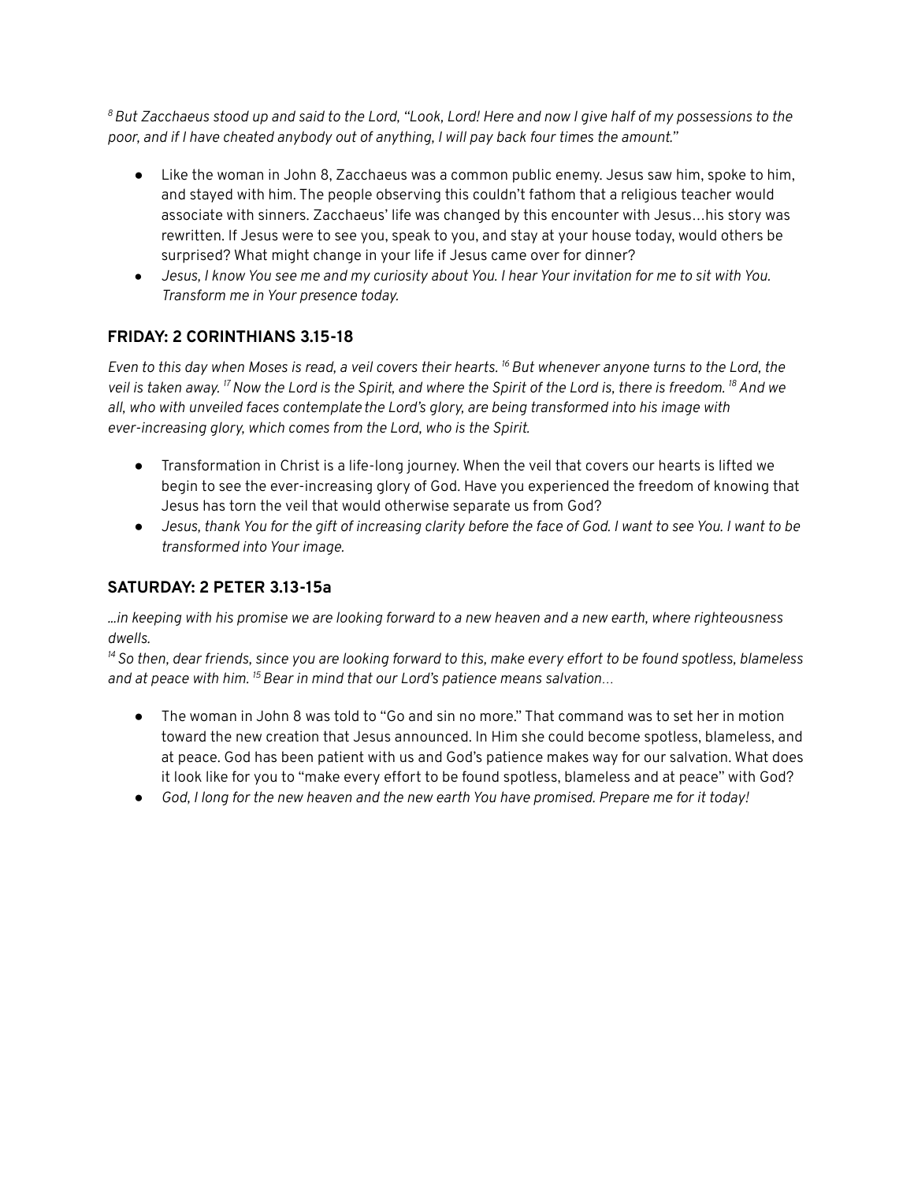*[8] But Zacchaeus stood up and said to the Lord, "Look, Lord! Here and now I give half of my possessions to the poor, and if I have cheated anybody out of anything, I will pay back four times the amount."*

- Like the woman in John 8, Zacchaeus was a common public enemy. Jesus saw him, spoke to him, and stayed with him. The people observing this couldn't fathom that a religious teacher would associate with sinners. Zacchaeus' life was changed by this encounter with Jesus…his story was rewritten. If Jesus were to see you, speak to you, and stay at your house today, would others be surprised? What might change in your life if Jesus came over for dinner?
- *Jesus, I know You see me and my curiosity about You. I hear Your invitation for me to sit with You. Transform me in Your presence today.*

## FRIDAY: 2 CORINTHIANS 3.15-18

*Even to this day when Moses is read, a veil covers their hearts. [16] But whenever anyone turns to the Lord, the veil is taken away. [17] Now the Lord is the Spirit, and where the Spirit of the Lord is, there is freedom. [18] And we all, who with unveiled faces contemplate the Lord's glory, are being transformed into his image with ever-increasing glory, which comes from the Lord, who is the Spirit.*

- Transformation in Christ is a life-long journey. When the veil that covers our hearts is lifted we begin to see the ever-increasing glory of God. Have you experienced the freedom of knowing that Jesus has torn the veil that would otherwise separate us from God?
- *Jesus, thank You for the gift of increasing clarity before the face of God. I want to see You. I want to be transformed into Your image.*

## SATURDAY: 2 PETER 3.13-15a

*…in keeping with his promise we are looking forward to a new heaven and a new earth, where righteousness dwells.*
*[14] So then, dear friends, since you are looking forward to this, make every effort to be found spotless, blameless and at peace with him. [15] Bear in mind that our Lord's patience means salvation…*

- The woman in John 8 was told to "Go and sin no more." That command was to set her in motion toward the new creation that Jesus announced. In Him she could become spotless, blameless, and at peace. God has been patient with us and God's patience makes way for our salvation. What does it look like for you to "make every effort to be found spotless, blameless and at peace" with God?
- *God, I long for the new heaven and the new earth You have promised. Prepare me for it today!*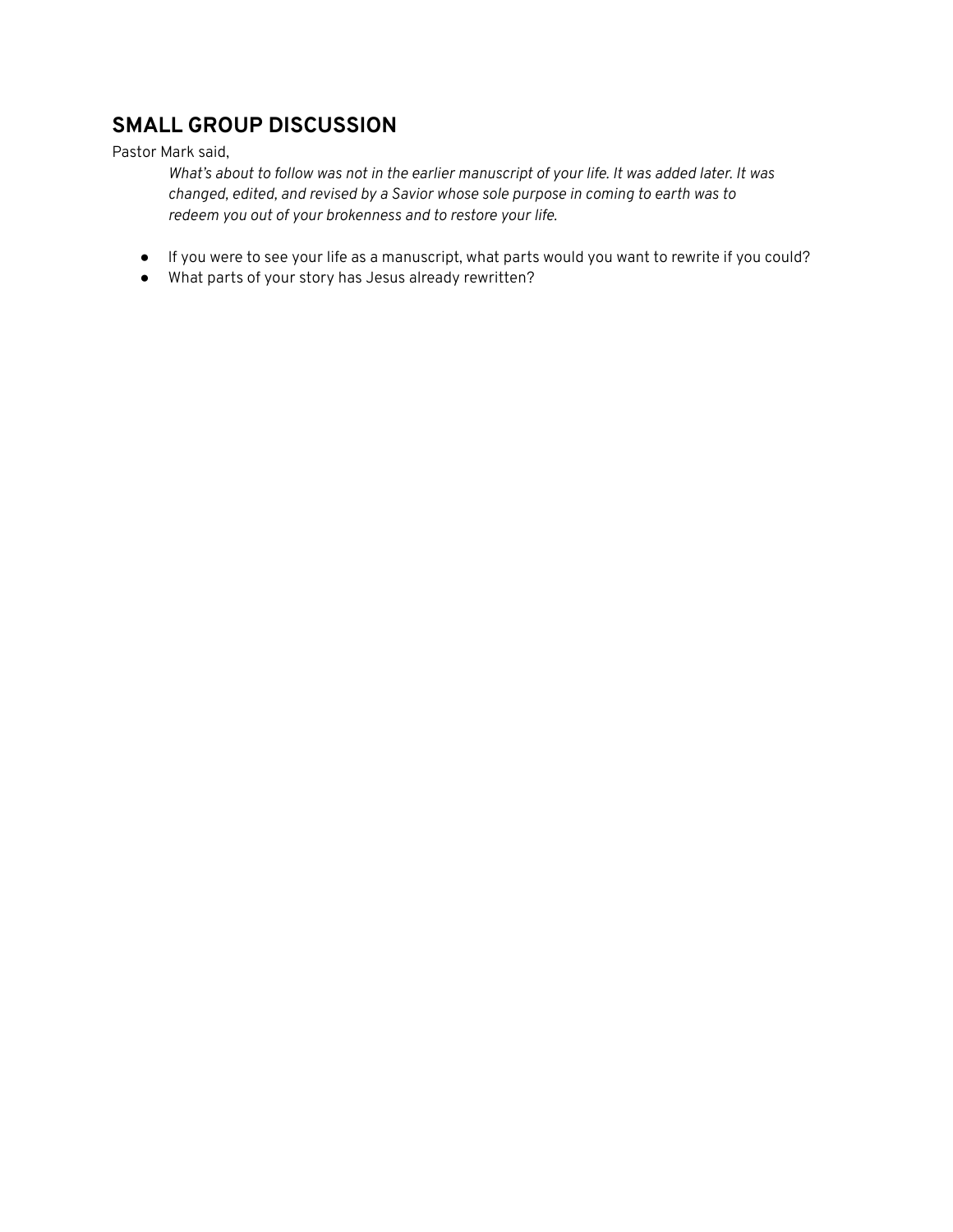## SMALL GROUP DISCUSSION

Pastor Mark said,

> *What's about to follow was not in the earlier manuscript of your life. It was added later. It was changed, edited, and revised by a Savior whose sole purpose in coming to earth was to redeem you out of your brokenness and to restore your life.*

- If you were to see your life as a manuscript, what parts would you want to rewrite if you could?
- What parts of your story has Jesus already rewritten?